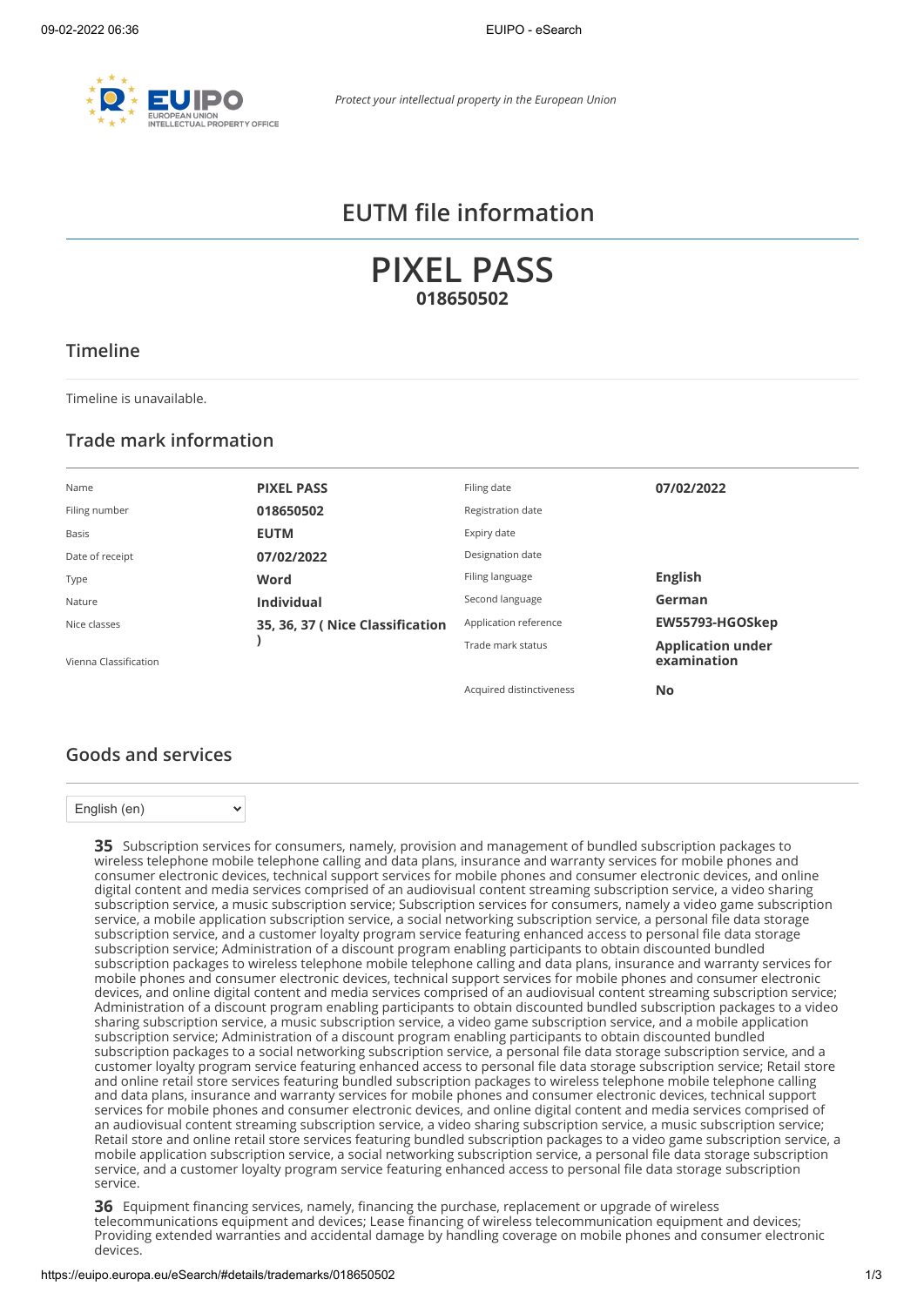*Protect your intellectual property in the European Union*

# EUTM file information

# PIXEL PASS

**018650502**

## Timeline

Timeline is unavailable.

## Trade mark information

| | | | |
|---|---|---|---|
| Name | **PIXEL PASS** | Filing date | **07/02/2022** |
| Filing number | **018650502** | Registration date | |
| Basis | **EUTM** | Expiry date | |
| Date of receipt | **07/02/2022** | Designation date | |
| Type | **Word** | Filing language | **English** |
| Nature | **Individual** | Second language | **German** |
| Nice classes | **35, 36, 37 ( Nice Classification )** | Application reference | **EW55793-HGOSkep** |
| Vienna Classification | | Trade mark status | **Application under examination** |
| | | Acquired distinctiveness | **No** |

## Goods and services

English (en)

**35** Subscription services for consumers, namely, provision and management of bundled subscription packages to wireless telephone mobile telephone calling and data plans, insurance and warranty services for mobile phones and consumer electronic devices, technical support services for mobile phones and consumer electronic devices, and online digital content and media services comprised of an audiovisual content streaming subscription service, a video sharing subscription service, a music subscription service; Subscription services for consumers, namely a video game subscription service, a mobile application subscription service, a social networking subscription service, a personal file data storage subscription service, and a customer loyalty program service featuring enhanced access to personal file data storage subscription service; Administration of a discount program enabling participants to obtain discounted bundled subscription packages to wireless telephone mobile telephone calling and data plans, insurance and warranty services for mobile phones and consumer electronic devices, technical support services for mobile phones and consumer electronic devices, and online digital content and media services comprised of an audiovisual content streaming subscription service; Administration of a discount program enabling participants to obtain discounted bundled subscription packages to a video sharing subscription service, a music subscription service, a video game subscription service, and a mobile application subscription service; Administration of a discount program enabling participants to obtain discounted bundled subscription packages to a social networking subscription service, a personal file data storage subscription service, and a customer loyalty program service featuring enhanced access to personal file data storage subscription service; Retail store and online retail store services featuring bundled subscription packages to wireless telephone mobile telephone calling and data plans, insurance and warranty services for mobile phones and consumer electronic devices, technical support services for mobile phones and consumer electronic devices, and online digital content and media services comprised of an audiovisual content streaming subscription service, a video sharing subscription service, a music subscription service; Retail store and online retail store services featuring bundled subscription packages to a video game subscription service, a mobile application subscription service, a social networking subscription service, a personal file data storage subscription service, and a customer loyalty program service featuring enhanced access to personal file data storage subscription service.

**36** Equipment financing services, namely, financing the purchase, replacement or upgrade of wireless telecommunications equipment and devices; Lease financing of wireless telecommunication equipment and devices; Providing extended warranties and accidental damage by handling coverage on mobile phones and consumer electronic devices.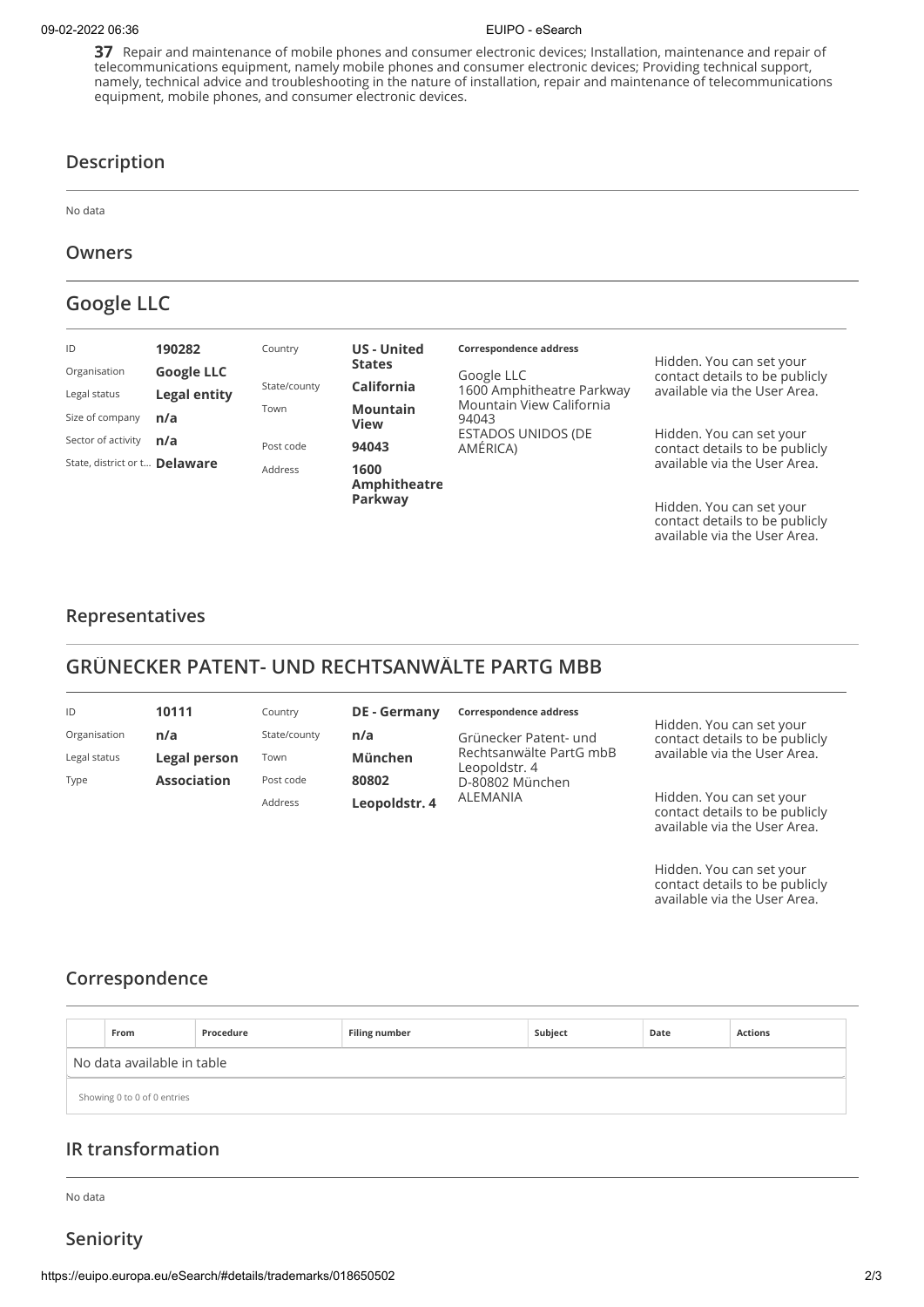**37** Repair and maintenance of mobile phones and consumer electronic devices; Installation, maintenance and repair of telecommunications equipment, namely mobile phones and consumer electronic devices; Providing technical support, namely, technical advice and troubleshooting in the nature of installation, repair and maintenance of telecommunications equipment, mobile phones, and consumer electronic devices.

## Description

No data

## Owners

## Google LLC

| | | | | |
|---|---|---|---|---|
| ID | **190282** | Country | **US - United States** | |
| Organisation | **Google LLC** | State/county | **California** | |
| Legal status | **Legal entity** | Town | **Mountain View** | |
| Size of company | **n/a** | Post code | **94043** | |
| Sector of activity | **n/a** | Address | **1600 Amphitheatre Parkway** | |
| State, district or t... | **Delaware** | | | |

**Correspondence address**

Google LLC
1600 Amphitheatre Parkway
Mountain View California
94043
ESTADOS UNIDOS (DE AMÉRICA)

Hidden. You can set your contact details to be publicly available via the User Area.

Hidden. You can set your contact details to be publicly available via the User Area.

Hidden. You can set your contact details to be publicly available via the User Area.

## Representatives

## GRÜNECKER PATENT- UND RECHTSANWÄLTE PARTG MBB

| | | | |
|---|---|---|---|
| ID | **10111** | Country | **DE - Germany** |
| Organisation | **n/a** | State/county | **n/a** |
| Legal status | **Legal person** | Town | **München** |
| Type | **Association** | Post code | **80802** |
| | | Address | **Leopoldstr. 4** |

**Correspondence address**

Grünecker Patent- und Rechtsanwälte PartG mbB
Leopoldstr. 4
D-80802 München
ALEMANIA

Hidden. You can set your contact details to be publicly available via the User Area.

Hidden. You can set your contact details to be publicly available via the User Area.

Hidden. You can set your contact details to be publicly available via the User Area.

## Correspondence

| | From | Procedure | Filing number | Subject | Date | Actions |
|---|---|---|---|---|---|---|
| No data available in table | | | | | | |

Showing 0 to 0 of 0 entries

## IR transformation

No data

## Seniority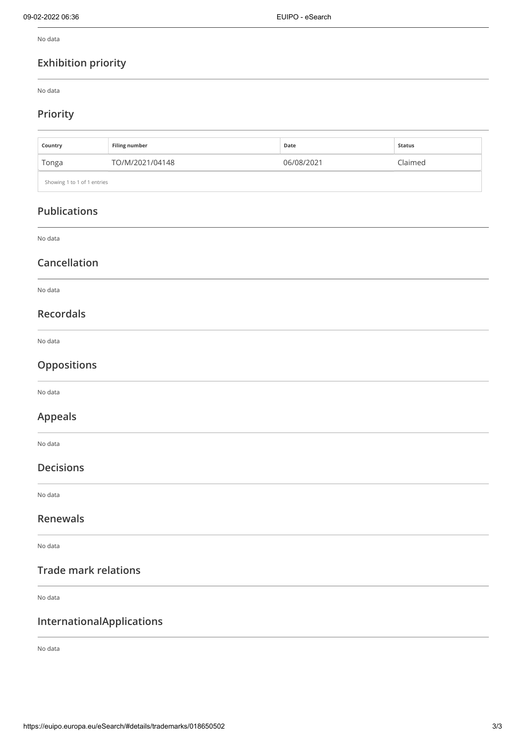No data

## Exhibition priority

No data

## Priority

| Country | Filing number | Date | Status |
|---|---|---|---|
| Tonga | TO/M/2021/04148 | 06/08/2021 | Claimed |

Showing 1 to 1 of 1 entries

## Publications

No data

## Cancellation

No data

## Recordals

No data

## Oppositions

No data

## Appeals

No data

## Decisions

No data

## Renewals

No data

## Trade mark relations

No data

## InternationalApplications

No data